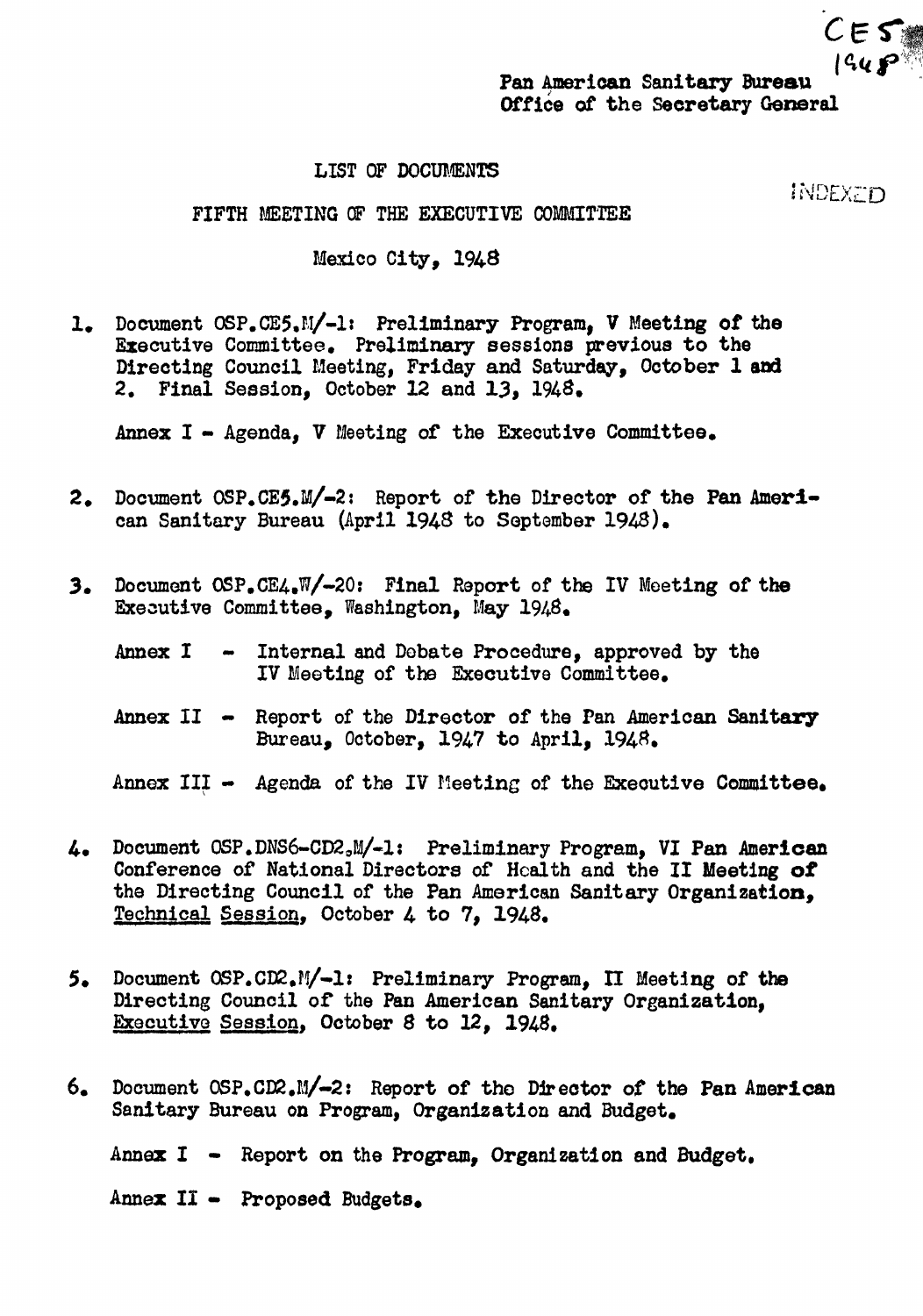CE5
1948

Pan American Sanitary Bureau
Office of the Secretary General

INDEXED

LIST OF DOCUMENTS

FIFTH MEETING OF THE EXECUTIVE COMMITTEE

Mexico City, 1948

1. Document OSP.CE5.M/-1: Preliminary Program, V Meeting of the Executive Committee. Preliminary sessions previous to the Directing Council Meeting, Friday and Saturday, October 1 and 2. Final Session, October 12 and 13, 1948.

   Annex I - Agenda, V Meeting of the Executive Committee.

2. Document OSP.CE5.M/-2: Report of the Director of the Pan American Sanitary Bureau (April 1948 to September 1948).

3. Document OSP.CE4.W/-20: Final Report of the IV Meeting of the Executive Committee, Washington, May 1948.

   Annex I - Internal and Debate Procedure, approved by the IV Meeting of the Executive Committee.

   Annex II - Report of the Director of the Pan American Sanitary Bureau, October, 1947 to April, 1948.

   Annex III - Agenda of the IV Meeting of the Executive Committee.

4. Document OSP.DNS6-CD2.M/-1: Preliminary Program, VI Pan American Conference of National Directors of Health and the II Meeting of the Directing Council of the Pan American Sanitary Organization, Technical Session, October 4 to 7, 1948.

5. Document OSP.CD2.M/-1: Preliminary Program, II Meeting of the Directing Council of the Pan American Sanitary Organization, Executive Session, October 8 to 12, 1948.

6. Document OSP.CD2.M/-2: Report of the Director of the Pan American Sanitary Bureau on Program, Organization and Budget.

   Annex I - Report on the Program, Organization and Budget.

   Annex II - Proposed Budgets.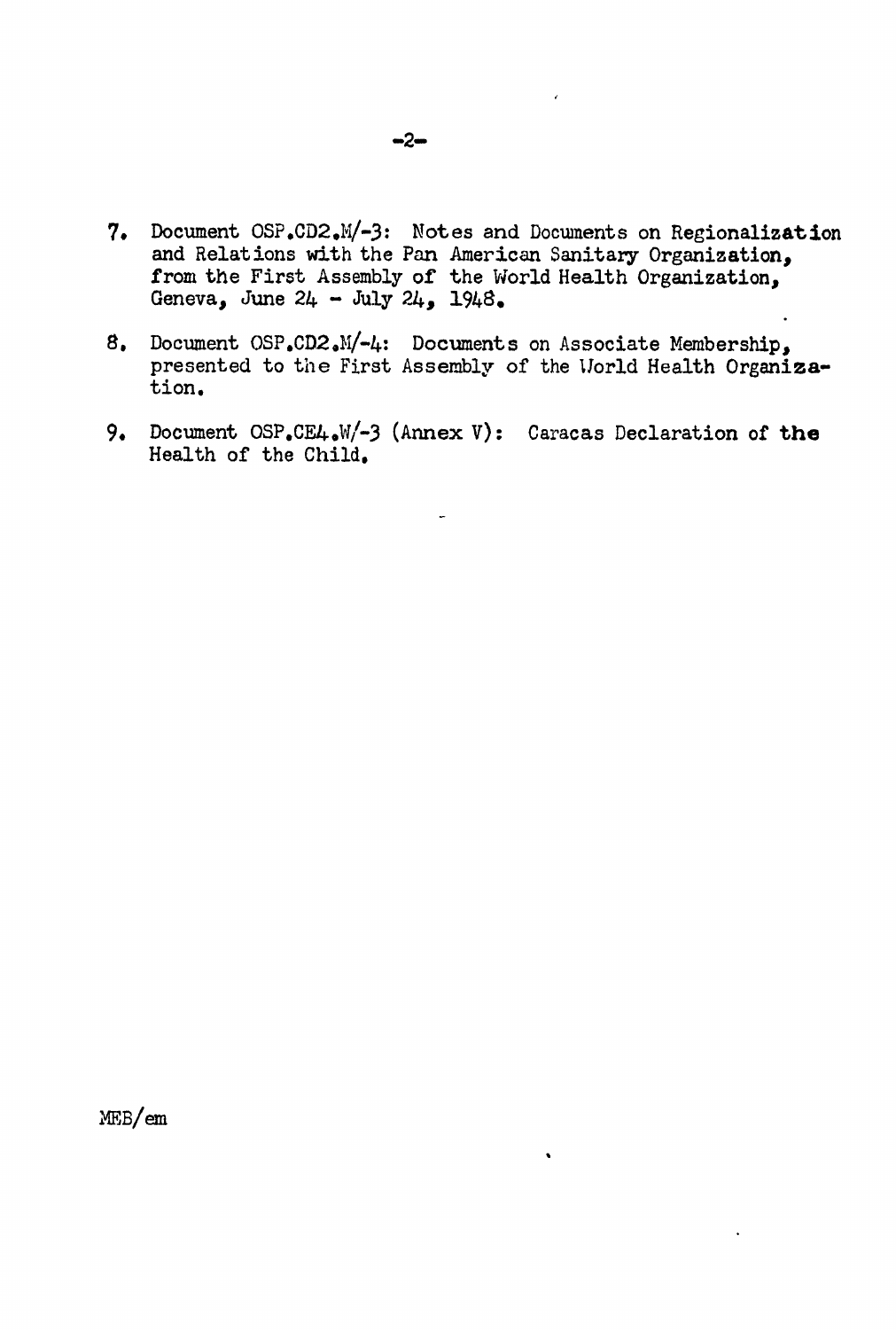7. Document OSP.CD2.M/-3: Notes and Documents on Regionalization and Relations with the Pan American Sanitary Organization, from the First Assembly of the World Health Organization, Geneva, June 24 - July 24, 1948.

8. Document OSP.CD2.M/-4: Documents on Associate Membership, presented to the First Assembly of the World Health Organization.

9. Document OSP.CE4.W/-3 (Annex V): Caracas Declaration of the Health of the Child.

MEB/em